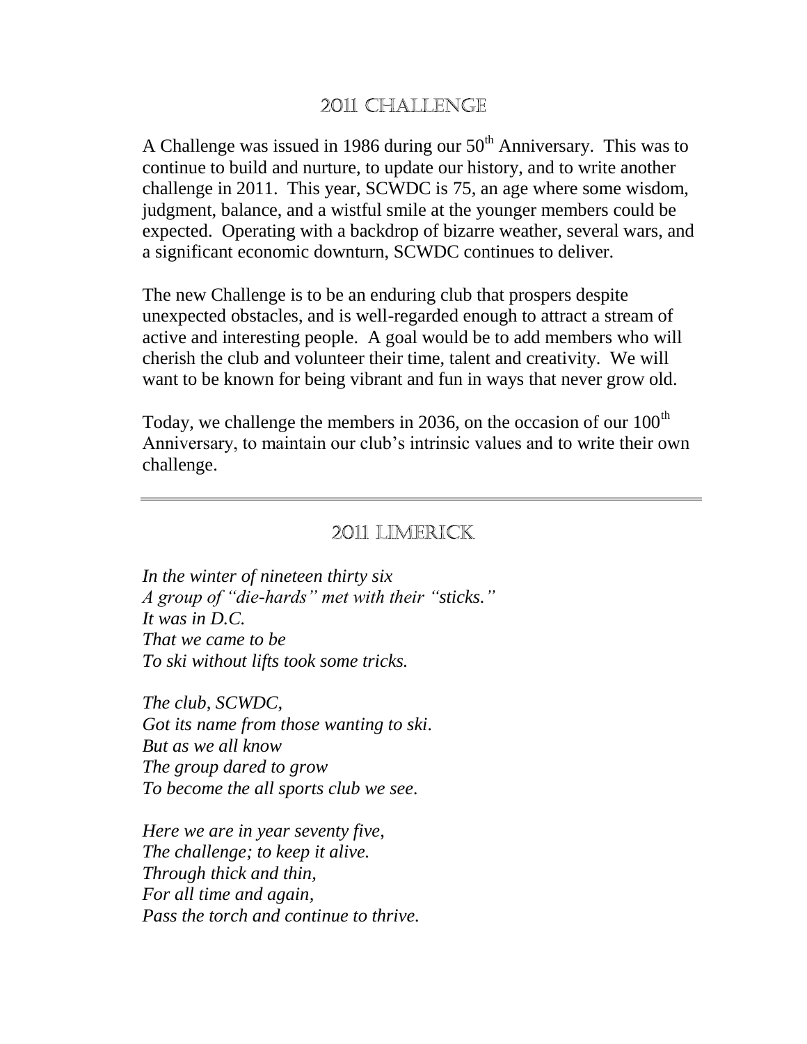## 2011 Challenge

A Challenge was issued in 1986 during our 50th Anniversary. This was to continue to build and nurture, to update our history, and to write another challenge in 2011. This year, SCWDC is 75, an age where some wisdom, judgment, balance, and a wistful smile at the younger members could be expected. Operating with a backdrop of bizarre weather, several wars, and a significant economic downturn, SCWDC continues to deliver.

The new Challenge is to be an enduring club that prospers despite unexpected obstacles, and is well-regarded enough to attract a stream of active and interesting people. A goal would be to add members who will cherish the club and volunteer their time, talent and creativity. We will want to be known for being vibrant and fun in ways that never grow old.

Today, we challenge the members in 2036, on the occasion of our 100th Anniversary, to maintain our club's intrinsic values and to write their own challenge.

---

## 2011 Limerick

*In the winter of nineteen thirty six*
*A group of "die-hards" met with their "sticks."*
*It was in D.C.*
*That we came to be*
*To ski without lifts took some tricks.*

*The club, SCWDC,*
*Got its name from those wanting to ski.*
*But as we all know*
*The group dared to grow*
*To become the all sports club we see.*

*Here we are in year seventy five,*
*The challenge; to keep it alive.*
*Through thick and thin,*
*For all time and again,*
*Pass the torch and continue to thrive.*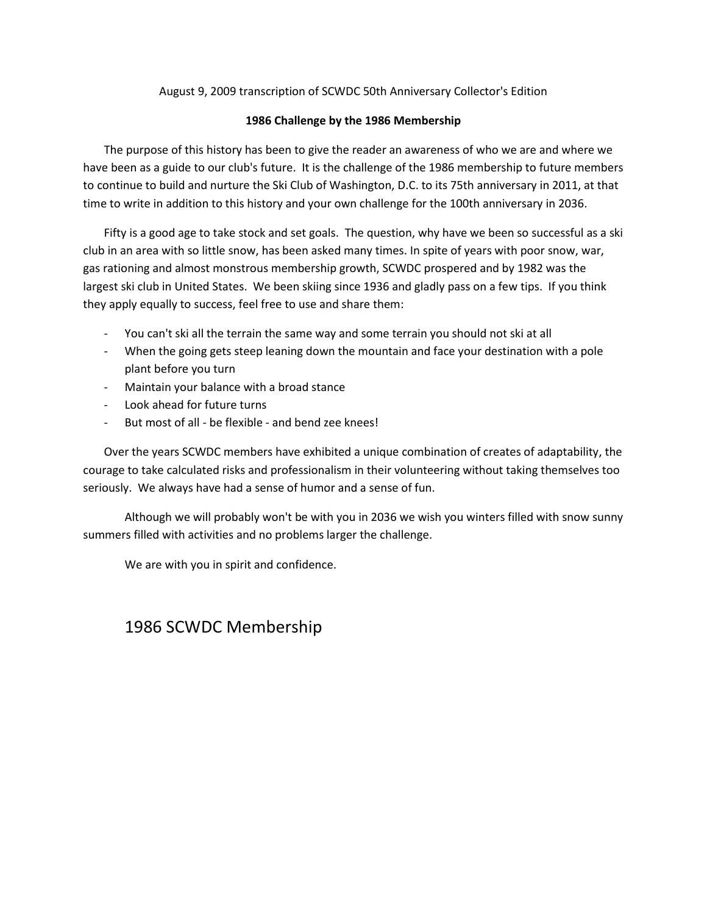August 9, 2009 transcription of SCWDC 50th Anniversary Collector's Edition

**1986 Challenge by the 1986 Membership**

The purpose of this history has been to give the reader an awareness of who we are and where we have been as a guide to our club's future. It is the challenge of the 1986 membership to future members to continue to build and nurture the Ski Club of Washington, D.C. to its 75th anniversary in 2011, at that time to write in addition to this history and your own challenge for the 100th anniversary in 2036.

Fifty is a good age to take stock and set goals. The question, why have we been so successful as a ski club in an area with so little snow, has been asked many times. In spite of years with poor snow, war, gas rationing and almost monstrous membership growth, SCWDC prospered and by 1982 was the largest ski club in United States. We been skiing since 1936 and gladly pass on a few tips. If you think they apply equally to success, feel free to use and share them:

- You can't ski all the terrain the same way and some terrain you should not ski at all
- When the going gets steep leaning down the mountain and face your destination with a pole plant before you turn
- Maintain your balance with a broad stance
- Look ahead for future turns
- But most of all - be flexible - and bend zee knees!

Over the years SCWDC members have exhibited a unique combination of creates of adaptability, the courage to take calculated risks and professionalism in their volunteering without taking themselves too seriously. We always have had a sense of humor and a sense of fun.

Although we will probably won't be with you in 2036 we wish you winters filled with snow sunny summers filled with activities and no problems larger the challenge.

We are with you in spirit and confidence.

## 1986 SCWDC Membership